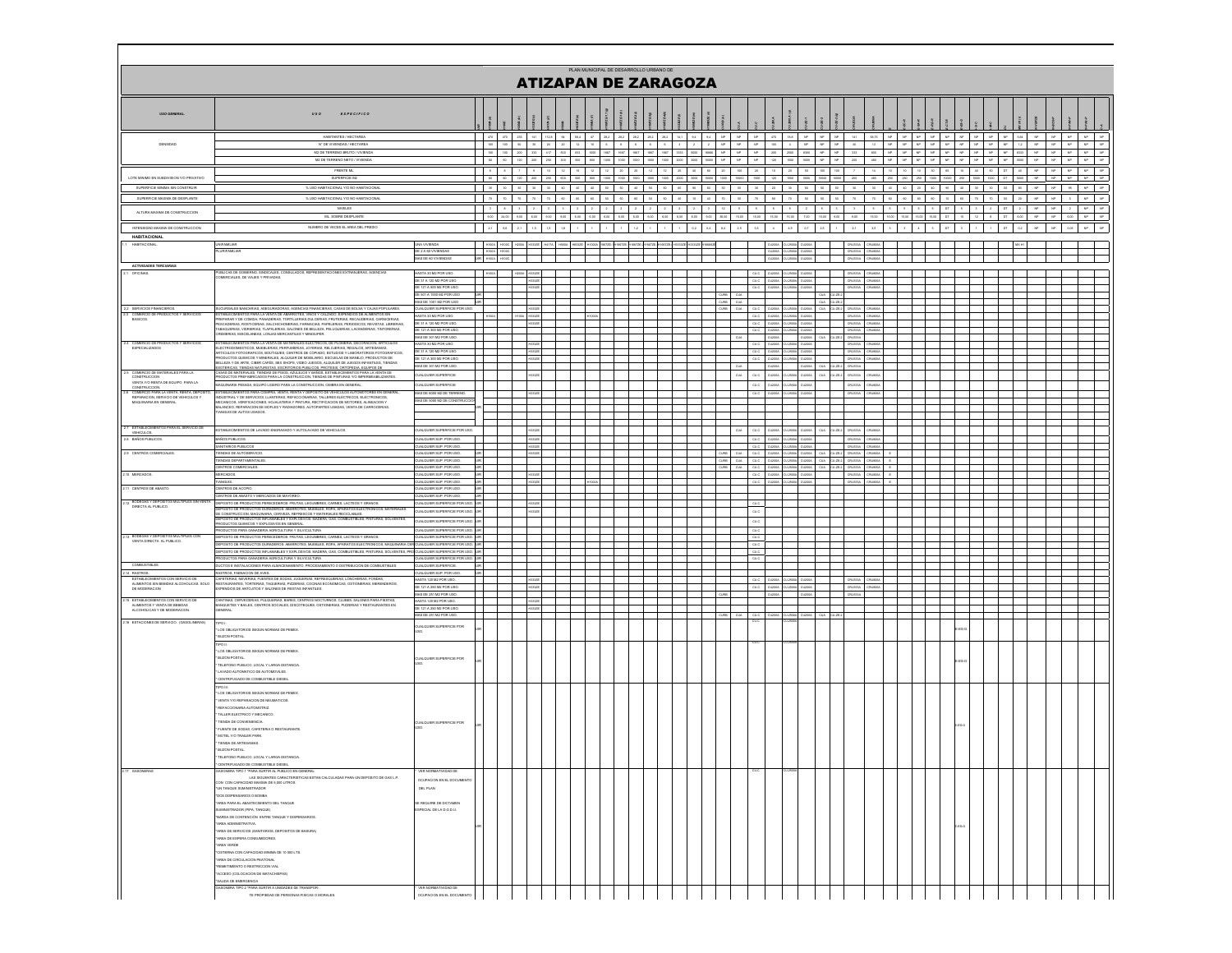PLAN MUNICIPAL DE DESARROLLO URBANO DE

# ATIZAPAN DE ZARAGOZA

| USO GENERAL | USO ESPECIFICO | |
|---|---|---|
| DENSIDAD | HABITANTES / HECTAREA | |
| | N° DE VIVIENDAS / HECTAREA | |
| | M2 DE TERRENO BRUTO / VIVIENDA | |
| | M2 DE TERRENO NETO / VIVIENDA | |
| LOTE MINIMO EN SUBDIVISION Y/O PRIVATIVO | FRENTE ML. | |
| | SUPERFICIE M2 | |
| SUPERFICIE MINIMA SIN CONSTRUIR | % USO HABITACIONAL Y/O NO HABITACIONAL | |
| SUPERFICIE MAXIMA DE DESPLANTE | % USO HABITACIONAL Y/O NO HABITACIONAL | |
| ALTURA MAXIMA DE CONSTRUCCION | NIVELES | |
| | ML. SOBRE DESPLANTE | |
| INTENSIDAD MAXIMA DE CONSTRUCCION | NUMERO DE VECES EL AREA DEL PREDIO | |
| **HABITACIONAL** | | |
| 1.1 HABITACIONAL | UNIFAMILIAR | UNA VIVIENDA |
| | PLURIFAMILIAR | DE 2 A 60 VIVIENDAS |
| | | MAS DE 60 VIVIENDAS |
| **ACTIVIDADES TERCIARIAS** | | |
| 2.1 OFICINAS | PUBLICAS DE GOBIERNO, SINDICALES, CONSULADOS, REPRESENTACIONES EXTRANJERAS, AGENCIAS COMERCIALES, DE VIAJES Y PRIVADAS. | HASTA 30 M2 POR USO. |
| | | DE 31 A 120 M2 POR USO. |
| | | DE 121 A 500 M2 POR USO. |
| | | DE 501 A 1000 M2 POR USO. |
| | | MAS DE 1001 M2 POR USO. |
| 2.2 SERVICIOS FINANCIEROS | SUCURSALES BANCARIAS, ASEGURADORAS, AGENCIAS FINANCIERAS, CASAS DE BOLSA Y CAJAS POPULARES. | CUALQUIER SUPERFICIE POR USO. |
| 2.3 COMERCIO DE PRODUCTOS Y SERVICIOS BASICOS | ESTABLECIMIENTOS PARA LA VENTA DE ABARROTES, VINOS Y CALZADO; EXPENDIOS DE ALIMENTOS SIN PREPARAR Y DE COMIDA; PANADERIAS, TORTILLERIAS, DULCERIAS, FRUTERIAS, RECAUDERIAS, CARNICERIAS, PESCADERIAS, ROSTICERIAS, SALCHICHONERIAS, FARMACIAS, PAPELERIAS, PERIODICOS, REVISTAS, LIBRERIAS, TABAQUERIAS, VIDRIERIAS, TLAPALERIAS, SALONES DE BELLEZA, PELUQUERIAS, LAVANDERIAS, TINTORERIAS, CREMERIAS, MISCELANEAS, LONJAS MERCANTILES Y MINISUPER. | HASTA 30 M2 POR USO. |
| | | DE 31 A 120 M2 POR USO. |
| | | DE 121 A 300 M2 POR USO. |
| | | MAS DE 301 M2 POR USO. |
| 2.4 COMERCIO DE PRODUCTOS Y SERVICIOS ESPECIALIZADOS | ESTABLECIMIENTOS PARA LA VENTA DE MATERIALES ELECTRICOS, DE PLOMERIA, DECORACION, ARTICULOS ELECTRODOMESTICOS, MUEBLERIAS, PERFUMERIAS, JOYERIAS, RELOJERIAS, REGALOS, ARTESANIAS, ARTICULOS FOTOGRAFICOS, BOUTIQUES, CENTROS DE COPIADO, ESTUDIOS Y LABORATORIOS FOTOGRAFICOS, PRODUCTOS QUIMICOS Y MINERALES, ALQUILER DE MOBILIARIO, ESCUELAS DE MANEJO, PRODUCTOS DE BELLEZA Y DE ARTE, CIBER CAFES, SEX SHOPS, VIDEO JUEGOS, ALQUILER DE JUEGOS INFANTILES, TIENDAS ESOTERICAS, TIENDAS NATURISTAS, ESCRITORIOS PUBLICOS, PROTESIS, ORTOPEDIA, EQUIPOS DE | HASTA 30 M2 POR USO. |
| | | DE 31 A 120 M2 POR USO. |
| | | DE 121 A 300 M2 POR USO. |
| | | MAS DE 301 M2 POR USO. |
| 2.5 COMERCIO DE MATERIALES PARA LA CONSTRUCCION | CASAS DE MATERIALES, TIENDAS DE PISOS, AZULEJOS Y BAÑOS, ESTABLECIMIENTOS PARA LA VENTA DE PRODUCTOS PREFABRICADOS PARA LA CONSTRUCCION, TIENDAS DE PINTURAS Y/O IMPERMEABILIZANTES. | CUALQUIER SUPERFICIE |
| VENTA Y/O RENTA DE EQUIPO, PARA LA CONSTRUCCION. | MAQUINARIA PESADA, EQUIPO LIGERO PARA LA CONSTRUCCION, CIMBRA EN GENERAL. | CUALQUIER SUPERFICIE |
| 2.6 COMERCIO PARA LA VENTA, RENTA, DEPOSITO, REPARACION, SERVICIO DE VEHICULOS Y MAQUINARIA EN GENERAL | ESTABLECIMIENTOS PARA COMPRA, VENTA, RENTA Y DEPOSITO DE VEHICULOS AUTOMOTORES EN GENERAL, INDUSTRIAL Y DE SERVICIOS; LLANTERAS, REFACCIONARIAS; TALLERES ELECTRICOS, ELECTRONICOS, MECANICOS, VERIFICACIONES, HOJALATERIA Y PINTURA, RECTIFICACION DE MOTORES, ALINEACION Y BALANCEO, REPARACION DE MOFLES Y RADIADORES, AUTOPARTES USADAS, VENTA DE CARROCERIAS, TIANGUIS DE AUTOS USADOS. | HASTA DE 6000 M2 DE TERRENO. |
| | | MAS DE 6000 M2 DE CONSTRUCCION |
| 2.7 ESTABLECIMIENTOS PARA EL SERVICIO DE VEHICULOS. | ESTABLECIMIENTOS DE LAVADO ENGRASADO Y AUTOLAVADO DE VEHICULOS. | CUALQUIER SUPERFICIE POR USO. |
| 2.8 BAÑOS PUBLICOS. | BAÑOS PUBLICOS. | CUALQUIER SUP. POR USO. |
| | SANITARIOS PUBLICOS. | CUALQUIER SUP. POR USO. |
| 2.9 CENTROS COMERCIALES. | TIENDAS DE AUTOSERVICIO. | CUALQUIER SUP. POR USO. |
| | TIENDAS DEPARTAMENTALES. | CUALQUIER SUP. POR USO. |
| | CENTROS COMERCIALES. | CUALQUIER SUP. POR USO. |
| 2.10 MERCADOS. | MERCADOS. | CUALQUIER SUP. POR USO. |
| | TIANGUIS. | CUALQUIER SUP. POR USO. |
| 2.11 CENTROS DE ABASTO. | CENTROS DE ACOPIO. | CUALQUIER SUP. POR USO. |
| | CENTROS DE ABASTO Y MERCADOS DE MAYOREO. | CUALQUIER SUP. POR USO. |
| 2.12 BODEGAS Y DEPOSITOS MULTIPLES SIN VENTA DIRECTA AL PUBLICO. | DEPOSITO DE PRODUCTOS PERECEDEROS: FRUTAS, LEGUMBRES, CARNES, LACTEOS Y GRANOS. | CUALQUIER SUPERFICIE POR USO. |
| | DEPOSITO DE PRODUCTOS DURADEROS: ABARROTES, MUEBLES, ROPA, APARATOS ELECTRONICOS, MATERIALES DE CONSTRUCCION, MAQUINARIA, CERVEZA, REFRESCOS Y MATERIALES RECICLABLES. | CUALQUIER SUPERFICIE POR USO. |
| | DEPOSITO DE PRODUCTOS INFLAMABLES Y EXPLOSIVOS: MADERA, GAS, COMBUSTIBLES, PINTURAS, SOLVENTES, PRODUCTOS QUIMICOS Y EXPLOSIVOS EN GENERAL. | CUALQUIER SUPERFICIE POR USO. |
| | PRODUCTOS PARA GANADERIA AGRICULTURA Y SILVICULTURA | CUALQUIER SUPERFICIE POR USO. |
| 2.13 BODEGAS Y DEPOSITOS MULTIPLES CON VENTA DIRECTA AL PUBLICO. | DEPOSITO DE PRODUCTOS PERECEDEROS: FRUTAS, LEGUMBRES, CARNES, LACTEOS Y GRANOS. | CUALQUIER SUPERFICIE POR USO. |
| | DEPOSITO DE PRODUCTOS DURADEROS: ABARROTES, MUEBLES, ROPA, APARATOS ELECTRONICOS, MAQUINARIA, CERVEZA... | CUALQUIER SUPERFICIE POR USO. |
| | DEPOSITO DE PRODUCTOS INFLAMABLES Y EXPLOSIVOS: MADERA, GAS, COMBUSTIBLES, PINTURAS, SOLVENTES, PRODUCTOS... | CUALQUIER SUPERFICIE POR USO. |
| | PRODUCTOS PARA GANADERIA AGRICULTURA Y SILVICULTURA | CUALQUIER SUPERFICIE POR USO. |
| COMBUSTIBLES | DUCTOS E INSTALACIONES PARA ALMACENAMIENTO, PROCESAMIENTO O DISTRIBUCION DE COMBUSTIBLES | CUALQUIER SUPERFICIE. |
| 2.14 RASTROS. | RASTROS, FABRICACION DE AVES. | CUALQUIER SUP. POR USO. |
| ESTABLECIMIENTOS CON SERVICIO DE ALIMENTOS SIN BEBIDAS ALCOHOLICAS. SOLO DE MODERACION | CAFETERIAS, NEVERIAS, FUENTES DE SODAS, JUGUERIAS, REFRESQUERIAS, LONCHERIAS, FONDAS, RESTAURANTES, TORTERIAS, TAQUERIAS, PIZZERIAS, COCINAS ECONOMICAS, OSTIONERIAS, MERENDEROS, EXPENDIOS DE ANTOJITOS Y SALONES DE FIESTAS INFANTILES | HASTA 120 M2 POR USO. |
| | | DE 121 A 250 M2 POR USO. |
| | | MAS DE 251 M2 POR USO. |
| 2.15 ESTABLECIMIENTOS CON SERVICIO DE ALIMENTOS Y VENTA DE BEBIDAS ALCOHOLICAS Y DE MODERACION. | CANTINAS, CERVECERIAS, PULQUERIAS, BARES, CENTROS NOCTURNOS, CLUBES, SALONES PARA FIESTAS, BANQUETES Y BAILES, CENTROS SOCIALES, DISCOTEQUES, OSTIONERIAS, PIZZERIAS Y RESTAURANTES EN GENERAL. | HASTA 120 M2 POR USO. |
| | | DE 121 A 250 M2 POR USO. |
| | | MAS DE 251 M2 POR USO. |
| 2.16 ESTACIONES DE SERVICIO. (GASOLINERIAS) | TIPO I: * LOS OBLIGATORIOS SEGUN NORMAS DE PEMEX. * BUZON POSTAL. | CUALQUIER SUPERFICIE POR USO. |
| | TIPO II: * LOS OBLIGATORIOS SEGUN NORMAS DE PEMEX. * BUZON POSTAL. * TELEFONO PUBLICO, LOCAL Y LARGA DISTANCIA. * LAVADO AUTOMATICO DE AUTOMOVILES. * CENTRIFUGADO DE COMBUSTIBLE DIESEL. | CUALQUIER SUPERFICIE POR USO. |
| | TIPO III: * LOS OBLIGATORIOS SEGUN NORMAS DE PEMEX. * VENTA Y/O REPARACION DE NEUMATICOS. * REFACCIONARIA AUTOMOTRIZ. * TALLER ELECTRICO Y MECANICO. * TIENDA DE CONVENIENCIA. * FUENTE DE SODAS, CAFETERIA O RESTAURANTE. * MOTEL Y/O TRAILER PARK. * TIENDA DE ARTESANIAS. * BUZON POSTAL. * TELEFONO PUBLICO, LOCAL Y LARGA DISTANCIA. * CENTRIFUGADO DE COMBUSTIBLE DIESEL. | CUALQUIER SUPERFICIE POR USO. |
| 2.17 GASONERIAS | GASONERIA TIPO 1 *PARA SURTIR AL PUBLICO EN GENERAL: LAS SIGUIENTES CARACTERISTICAS ESTAN CALCULADAS PARA UN DEPOSITO DE GAS L.P. CON UNA CAPACIDAD MAXIMA DE 5 000 LITROS. *UN TANQUE SUMINISTRADOR. *DOS DISPENSARIOS O BOMBA. *AREA PARA EL ABASTECIMIENTO DEL TANQUE SUMINISTRADOR (PIPA, TANQUE). *BARDA DE CONTENCION ENTRE TANQUE Y DISPENSARIOS. *AREA ADMINISTRATIVA. *AREA DE SERVICIOS (SANITARIOS, DEPOSITOS DE BASURA). *AREA DE ESPERA CONSUMIDORES. *AREA VERDE. *CISTERNA CON CAPACIDAD MINIMA DE 10 000 LTS. *AREA DE CIRCULACION PEATONAL. *REMETIMIENTO O RESTRICCION VIAL. *ACCESO (COLOCACION DE MATACHISPAS). *SALIDA DE EMERGENCIA. | * VER NORMATIVIDAD DE OCUPACION EN EL DOCUMENTO DEL PLAN. SE REQUIERE DE DICTAMEN ESPECIAL DE LA D.G.O.U. |
| | GASONERIA TIPO 2 *PARA SURTIR A UNIDADES DE TRANSPORTE PROPIEDAD DE PERSONAS FISICAS O MORALES. | * VER NORMATIVIDAD DE OCUPACION EN EL DOCUMENTO |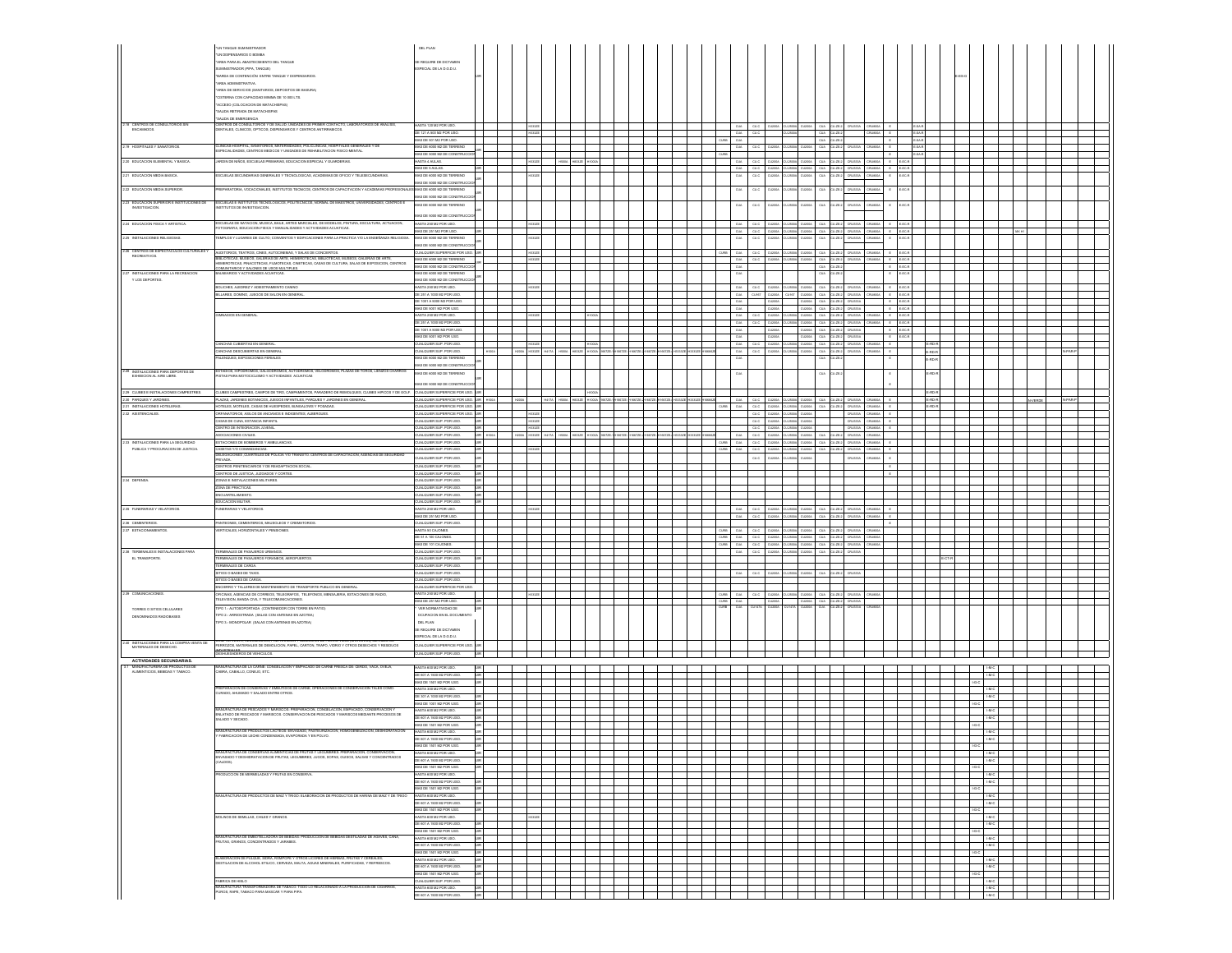| Uso | Descripción | Magnitud |
| --- | --- | --- |
| | *UN TANQUE SUMINISTRADOR | DEL PLAN |
| | *UN DISPENSARIO O BOMBA | |
| | *AREA PARA EL ABASTECIMIENTO DEL TANQUE SUMINISTRADOR (PIPA, TANQUE) | SE REQUIERE DE DICTAMEN ESPECIAL DE LA D.G.D.U. |
| | *BARDA DE CONTENCIÓN ENTRE TANQUE Y DISPENSARIOS | |
| | *AREA ADMINISTRATIVA | |
| | *AREA DE SERVICIOS (SANITARIOS, DEPOSITOS DE BASURA) | |
| | *CISTERNA CON CAPACIDAD MINIMA DE 10 000 LTS. | |
| | *ACCESO (COLOCACION DE MATACHISPAS) | |
| | *SALIDA RETIRADA DE MATACHISPAS | |
| | *SALIDA DE EMERGENCIA | |
| 2.18 CENTROS DE CONSULTORIOS SIN ENCAMADOS. | CENTROS DE CONSULTORIOS Y DE SALUD; UNIDADES DE PRIMER CONTACTO, LABORATORIOS DE ANALISIS, DENTALES, CLINICOS, OPTICOS, DISPENSARIOS Y CENTROS ANTIRRABICOS. | HASTA 120 M2 POR USO. |
| | | DE 121 A 500 M2 POR USO. |
| | | MAS DE 501 M2 POR USO. |
| 2.19 HOSPITALES Y SANATORIOS. | CLINICAS-HOSPITAL, SANATORIOS, MATERNIDADES, POLICLINICAS, HOSPITALES GENERALES Y DE ESPECIALIDADES, CENTROS MEDICOS Y UNIDADES DE REHABILITACION FISICO-MENTAL. | MAS DE 5000 M2 DE TERRENO |
| | | MAS DE 5000 M2 DE CONSTRUCCION |
| 2.20 EDUCACION ELEMENTAL Y BASICA. | JARDIN DE NIÑOS, ESCUELAS PRIMARIAS, EDUCACION ESPECIAL Y GUARDERIAS. | HASTA 4 AULAS. |
| | | MAS DE 5 AULAS. |
| 2.21 EDUCACION MEDIA BASICA. | ESCUELAS SECUNDARIAS GENERALES Y TECNOLOGICAS, ACADEMIAS DE OFICIO Y TELESECUNDARIAS. | MAS DE 5000 M2 DE TERRENO |
| | | MAS DE 5000 M2 DE CONSTRUCCION |
| 2.22 EDUCACION MEDIA SUPERIOR. | PREPARATORIA, VOCACIONALES, INSTITUTOS TECNICOS, CENTROS DE CAPACITACION Y ACADEMIAS PROFESIONALES. | MAS DE 5000 M2 DE TERRENO |
| | | MAS DE 5000 M2 DE CONSTRUCCION |
| 2.23 EDUCACION SUPERIOR E INSTITUCIONES DE INVESTIGACION. | ESCUELAS E INSTITUTOS TECNOLOGICOS, POLITECNICOS, NORMAL DE MAESTROS, UNIVERSIDADES, CENTROS E INSTITUTOS DE INVESTIGACION. | MAS DE 5000 M2 DE TERRENO |
| | | MAS DE 5000 M2 DE CONSTRUCCION |
| 2.24 EDUCACION FISICA Y ARTISTICA. | ESCUELAS DE NATACION, MUSICA, BAILE, ARTES MARCIALES, DE MODELOS, PINTURA, ESCULTURA, ACTUACION, FOTOGRAFIA, EDUCACION FISICA Y MANUALIDADES Y ACTIVIDADES ACUATICAS. | HASTA 250 M2 POR USO. |
| | | MAS DE 251 M2 POR USO. |
| 2.25 INSTALACIONES RELIGIOSAS. | TEMPLOS Y LUGARES DE CULTO; CONVENTOS Y EDIFICACIONES PARA LA PRACTICA Y/O LA ENSEÑANZA RELIGIOSA. | MAS DE 5000 M2 DE TERRENO |
| | | MAS DE 5000 M2 DE CONSTRUCCION |
| 2.26 CENTROS DE ESPECTACULOS CULTURALES Y RECREATIVOS. | AUDITORIOS, TEATROS, CINES, AUTOCINEMAS, Y SALAS DE CONCIERTOS. | CUALQUIER SUPERFICIE POR USO. |
| | BIBLIOTECAS, MUSEOS, GALERIAS DE ARTE, HEMEROTECAS, PINACOTECAS, FILMOTECAS, CINETECAS, CASAS DE CULTURA, SALAS DE EXPOSICION, CENTROS COMUNITARIOS Y SALONES DE USOS MULTIPLES. | MAS DE 5000 M2 DE TERRENO |
| | | MAS DE 5000 M2 DE CONSTRUCCION |
| 2.27 INSTALACIONES PARA LA RECREACION Y LOS DEPORTES. | BALNEARIOS Y ACTIVIDADES ACUATICAS. | MAS DE 5000 M2 DE TERRENO |
| | | MAS DE 5000 M2 DE CONSTRUCCION |
| | BOLICHES, BILLARES Y ADIESTRAMIENTO CANINO. | HASTA 250 M2 POR USO. |
| | BILLARES, DOMINO, JUEGOS DE SALON EN GENERAL. | DE 251 A 1000 M2 POR USO. |
| | | DE 1001 A 5000 M2 POR USO. |
| | | MAS DE 5001 M2 POR USO. |
| | GIMNASIOS EN GENERAL. | HASTA 250 M2 POR USO. |
| | | DE 251 A 1000 M2 POR USO. |
| | | DE 1001 A 5000 M2 POR USO. |
| | | MAS DE 5001 M2 POR USO. |
| | CANCHAS CUBIERTAS EN GENERAL. | CUALQUIER SUP. POR USO. |
| | CANCHAS DESCUBIERTAS EN GENERAL. | CUALQUIER SUP. POR USO. |
| | PALENQUES, EXPOSICIONES FERIALES. | MAS DE 5000 M2 DE TERRENO |
| | | MAS DE 5000 M2 DE CONSTRUCCION |
| 2.28 INSTALACIONES PARA DEPORTES DE EXHIBICION AL AIRE LIBRE. | ESTADIOS, HIPODROMOS, GALGODROMOS, AUTODROMOS, VELODROMOS, PLAZAS DE TOROS, LIENZOS CHARROS PISTAS PARA MOTOCICLISMO Y ACTIVIDADES ACUATICAS. | MAS DE 5000 M2 DE TERRENO |
| | | MAS DE 5000 M2 DE CONSTRUCCION |
| 2.29 CLUBES E INSTALACIONES CAMPESTRES. | CLUBES CAMPESTRES, CAMPOS DE TIRO, CAMPAMENTOS, PARADERO DE REMOLQUES, CLUBES HIPICOS Y DE GOLF. | CUALQUIER SUPERFICIE POR USO. |
| 2.30 PARQUES Y JARDINES. | PLAZAS, JARDINES BOTANICOS, JUEGOS INFANTILES, PARQUES Y JARDINES EN GENERAL. | CUALQUIER SUPERFICIE POR USO. |
| 2.31 INSTALACIONES HOTELERAS. | HOTELES, MOTELES, CASAS DE HUESPEDES, BUNGALOWS Y POSADAS. | CUALQUIER SUPERFICIE POR USO. |
| 2.32 ASISTENCIALES. | ORFANATORIOS, ASILOS DE ANCIANOS E INDIGENTES, ALBERGUES. | CUALQUIER SUPERFICIE POR USO. |
| | CASAS DE CUNA, ESTANCIA INFANTIL. | CUALQUIER SUP. POR USO. |
| | CENTRO DE INTEGRACION JUVENIL. | CUALQUIER SUP. POR USO. |
| | ASOCIACIONES CIVILES. | CUALQUIER SUP. POR USO. |
| 2.33 INSTALACIONES PARA LA SEGURIDAD PUBLICA Y PROCURACION DE JUSTICIA. | ESTACIONES DE BOMBEROS Y AMBULANCIAS. | CUALQUIER SUP. POR USO. |
| | CASETAS Y/O COMANDANCIAS. | CUALQUIER SUP. POR USO. |
| | DELEGACIONES, CUARTELES DE POLICIA Y/O TRANSITO, CENTROS DE CAPACITACION, AGENCIAS DE SEGURIDAD PRIVADA. | CUALQUIER SUP. POR USO. |
| | CENTROS PENITENCIARIOS Y DE READAPTACION SOCIAL. | CUALQUIER SUP. POR USO. |
| | CENTROS DE JUSTICIA, JUZGADOS Y CORTES. | CUALQUIER SUP. POR USO. |
| 2.34 DEFENSA. | ZONAS E INSTALACIONES MILITARES. | CUALQUIER SUP. POR USO. |
| | ZONA DE PRACTICAS. | CUALQUIER SUP. POR USO. |
| | ENCUARTELAMIENTO. | CUALQUIER SUP. POR USO. |
| | EDUCACION MILITAR. | CUALQUIER SUP. POR USO. |
| 2.35 FUNERARIAS Y VELATORIOS. | FUNERARIAS Y VELATORIOS. | HASTA 250 M2 POR USO. |
| | | MAS DE 251 M2 POR USO. |
| 2.36 CEMENTERIOS. | PANTEONES, CEMENTERIOS, MAUSOLEOS Y CREMATORIOS. | CUALQUIER SUP. POR USO. |
| 2.37 ESTACIONAMIENTOS. | VERTICALES, HORIZONTALES Y PENSIONES. | HASTA 50 CAJONES. |
| | | DE 51 A 100 CAJONES. |
| | | MAS DE 101 CAJONES. |
| 2.38 TERMINALES E INSTALACIONES PARA EL TRANSPORTE. | TERMINALES DE PASAJEROS URBANOS. | CUALQUIER SUP. POR USO. |
| | TERMINALES DE PASAJEROS FORANEOS, AEROPUERTOS. | CUALQUIER SUP. POR USO. |
| | TERMINALES DE CARGA. | CUALQUIER SUP. POR USO. |
| | SITIOS O BASES DE TAXIS. | CUALQUIER SUP. POR USO. |
| | SITIOS O BASES DE CARGA. | CUALQUIER SUP. POR USO. |
| | ENCIERRO Y TALLERES DE MANTENIMIENTO DE TRANSPORTE PUBLICO EN GENERAL. | CUALQUIER SUPERFICIE POR USO. |
| 2.39 COMUNICACIONES. | OFICINAS, AGENCIAS DE CORREOS, TELEGRAFOS, TELEFONOS, MENSAJERIA, ESTACIONES DE RADIO, TELEVISION, BANDA CIVIL Y TELECOMUNICACIONES. | HASTA 250 M2 POR USO. |
| | | MAS DE 251 M2 POR USO. |
| TORRES O SITIOS CELULARES DENOMINADOS RADIOBASES | TIPO 1.- AUTOSOPORTADA (CONTENEDOR CON TORRE EN PATIO) | * VER NORMATIVIDAD DE |
| | TIPO 2.- ARRIOSTRADA (SALAS CON ANTENAS EN AZOTEA) | OCUPACION EN EL DOCUMENTO |
| | TIPO 3.- MONOPOLAR (SALAS CON ANTENAS EN AZOTEA) | DEL PLAN |
| | | SE REQUIERE DE DICTAMEN ESPECIAL DE LA D.G.D.U. |
| 2.40 INSTALACIONES PARA LA COMPRA-VENTA DE MATERIALES DE DESECHO. | COMPRA-VENTA, RECOLECCION, PREPARACION Y SELECCION DE FIERRO VIEJO (CHATARRA), METALES NO FERROSOS, MATERIALES DE DEMOLICION, PAPEL, CARTON, TRAPO, VIDRIO Y OTROS DESECHOS Y RESIDUOS INDUSTRIALES. | CUALQUIER SUPERFICIE POR USO. |
| | DESHUESADEROS DE VEHICULOS. | CUALQUIER SUP. POR USO. |
| **ACTIVIDADES SECUNDARIAS.** | | |
| 3.1 MANUFACTURERA DE PRODUCTOS ALIMENTICIOS, BEBIDAS Y TABACO. | MANUFACTURA DE LA CARNE: CONGELACION Y EMPACADO DE CARNE FRESCA DE: CERDO, VACA, OVEJA, CABRA, CABALLO, CONEJO, ETC. | HASTA 600 M2 POR USO. |
| | | DE 601 A 1500 M2 POR USO. |
| | | MAS DE 1501 M2 POR USO. |
| | PREPARACION DE CONSERVAS Y EMBUTIDOS DE CARNE; OPERACIONES DE CONSERVACION TALES COMO: CURADO, AHUMADO Y SALADO ENTRE OTROS. | HASTA 300 M2 POR USO. |
| | | DE 301 A 1000 M2 POR USO. |
| | | MAS DE 1001 M2 POR USO. |
| | MANUFACTURA DE PESCADOS Y MARISCOS: PREPARACION, CONGELACION, EMPACADO, CONSERVACION Y ENLATADO DE PESCADOS Y MARISCOS. CONSERVACION DE PESCADOS Y MARISCOS MEDIANTE PROCESOS DE SALADO Y SECADO. | HASTA 600 M2 POR USO. |
| | | DE 601 A 1500 M2 POR USO. |
| | | MAS DE 1501 M2 POR USO. |
| | MANUFACTURA DE PRODUCTOS LACTEOS: ENVASADO, PASTEURIZACION, HOMOGENEIZACION, DESHIDRATACION Y FABRICACION DE LECHE CONDENSADA, EVAPORADA Y EN POLVO. | HASTA 600 M2 POR USO. |
| | | DE 601 A 1500 M2 POR USO. |
| | | MAS DE 1501 M2 POR USO. |
| | MANUFACTURA DE CONSERVAS ALIMENTICIAS DE FRUTAS Y LEGUMBRES: PREPARACION, CONSERVACION, ENVASADO Y DESHIDRATACION DE FRUTAS, LEGUMBRES, JUGOS, SOPAS, GUISOS, SALSAS Y CONCENTRADOS (CALDOS). | HASTA 600 M2 POR USO. |
| | | DE 601 A 1500 M2 POR USO. |
| | | MAS DE 1501 M2 POR USO. |
| | PRODUCCION DE MERMELADAS Y FRUTAS EN CONSERVA. | HASTA 600 M2 POR USO. |
| | | DE 601 A 1500 M2 POR USO. |
| | | MAS DE 1501 M2 POR USO. |
| | MANUFACTURA DE PRODUCTOS DE MAIZ Y TRIGO: ELABORACION DE PRODUCTOS DE HARINA DE MAIZ Y DE TRIGO. | HASTA 600 M2 POR USO. |
| | | DE 601 A 1500 M2 POR USO. |
| | | MAS DE 1501 M2 POR USO. |
| | MOLINOS DE SEMILLAS, CHILES Y GRANOS. | HASTA 600 M2 POR USO. |
| | | DE 601 A 1500 M2 POR USO. |
| | | MAS DE 1501 M2 POR USO. |
| | MANUFACTURA DE EMBOTELLADORA DE BEBIDAS: PRODUCCION DE BEBIDAS DESTILADAS DE AGAVES, CAÑA, FRUTAS, GRANOS, CONCENTRADOS Y JARABES. | HASTA 600 M2 POR USO. |
| | | DE 601 A 1500 M2 POR USO. |
| | | MAS DE 1501 M2 POR USO. |
| | ELABORACION DE PULQUE, SIDRA, ROMPOPE Y OTROS LICORES DE HIERBAS, FRUTAS Y CEREALES; DESTILACION DE ALCOHOL ETILICO, CERVEZA, MALTA, AGUAS MINERALES, PURIFICADAS, Y REFRESCOS. | HASTA 600 M2 POR USO. |
| | | DE 601 A 1500 M2 POR USO. |
| | | MAS DE 1501 M2 POR USO. |
| | FABRICA DE HIELO. | CUALQUIER SUP. POR USO. |
| | MANUFACTURA TRANSFORMADORA DE TABACO: TODO LO RELACIONADO A LA PRODUCCION DE CIGARROS, PUROS, RAPE, TABACO PARA MASCAR Y PARA PIPA. | HASTA 600 M2 POR USO. |
| | | DE 601 A 1500 M2 POR USO. |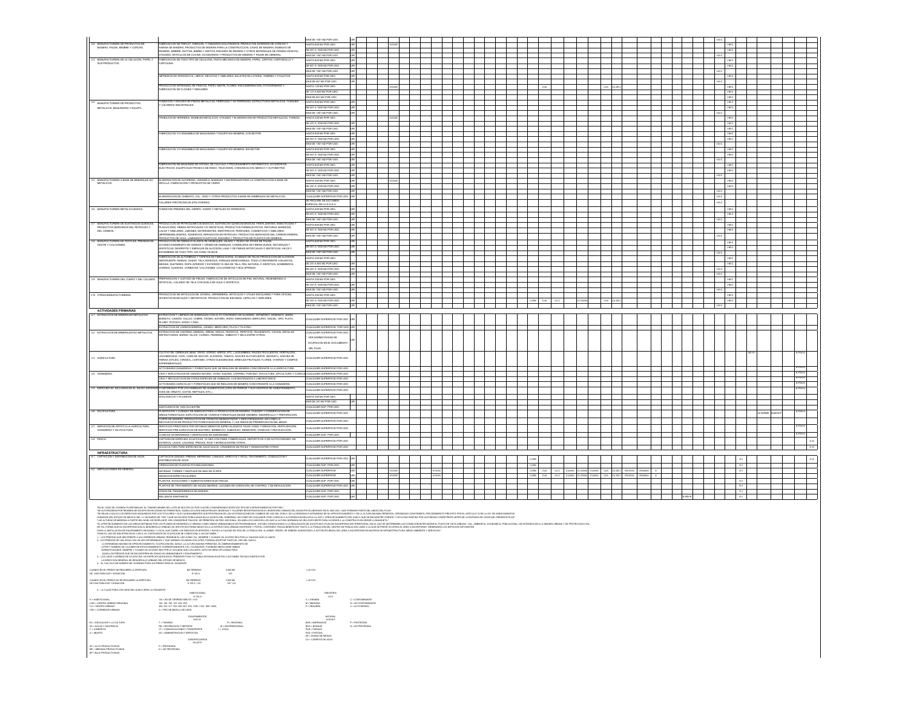| | | |
|---|---|---|
| | | MAS DE 1501 M2 POR USO. |
| 3.2 MANUFACTURERA DE PRODUCTOS DE MADERA, PALMA, MIMBRE Y CORCHO. | FABRICACION DE TRIPLAY, FIBRACEL Y TABLEROS AGLUTINADOS; PRODUCTOS DIVERSOS DE CORCHO Y HARINA DE MADERA; PRODUCTOS DE MADERA PARA LA CONSTRUCCION; CASAS DE MADERA; MUEBLES DE MADERA, MIMBRE, RATTAN, BAMBU Y MIXTOS; ENVASES DE MADERA Y OTROS MATERIALES DE ORIGEN VEGETAL; ATAUDES, ARTICULOS DE COCINA, ACCESORIOS Y PRODUCTOS DE MADERA Y PALMA EN GENERAL. | HASTA 600 M2 POR USO. |
| | | DE 601 A 1500 M2 POR USO. |
| | | MAS DE 1501 M2 POR USO. |
| 3.3 MANUFACTURERA DE LA CELULOSA, PAPEL Y SUS PRODUCTOS. | FABRICACION DE TODO TIPO DE CELULOSA, PASTA MECANICA DE MADERA, PAPEL, CARTON, CARTONCILLO Y CARTULINA. | HASTA 600 M2 POR USO. |
| | | DE 601 A 1500 M2 POR USO. |
| | | MAS DE 1501 M2 POR USO. |
| | IMPRESION DE PERIODICOS, LIBROS, REVISTAS Y SIMILARES; BILLETES DE LOTERIA, TIMBRES Y FOLLETOS. | HASTA 600 M2 POR USO. |
| | | MAS DE 601 M2 POR USO. |
| | PRODUCCION ARTESANAL DE PIÑATAS, PAPEL AMATE, FLORES, ENCUADERNACION, FOTOGRABADO Y FABRICACION DE CLICHES Y SIMILARES. | HASTA 120 M2 POR USO. |
| | | DE 121 A 600 M2 POR USO. |
| | | MAS DE 601 M2 POR USO. |
| 3.4 MANUFACTURERA DE PRODUCTOS METALICOS, MAQUINARIA Y EQUIPO. | FUNDICION Y MOLDEO DE PIEZAS METALICAS, FERROSAS Y NO FERROSAS, ESTRUCTURAS METALICAS, TANQUES Y CALDERAS INDUSTRIALES. | HASTA 600 M2 POR USO. |
| | | DE 601 A 1500 M2 POR USO. |
| | | MAS DE 1501 M2 POR USO. |
| | TRABAJOS DE HERRERIA, MUEBLES METALICOS, ATAUDES Y ELABORACION DE PRODUCTOS METALICOS, TORNOS. | HASTA 250 M2 POR USO. |
| | | DE 251 A 1000 M2 POR USO. |
| | | MAS DE 1001 M2 POR USO. |
| | FABRICACION Y/O ENSAMBLE DE MAQUINARIA Y EQUIPO EN GENERAL CON MOTOR. | HASTA 600 M2 POR USO. |
| | | DE 601 A 1500 M2 POR USO. |
| | | MAS DE 1501 M2 POR USO. |
| | FABRICACION Y/O ENSAMBLE DE MAQUINARIA Y EQUIPO EN GENERAL SIN MOTOR. | HASTA 600 M2 POR USO. |
| | | DE 601 A 1500 M2 POR USO. |
| | | MAS DE 1501 M2 POR USO. |
| | FABRICACION DE MAQUINAS DE OFICINA, DE CALCULO Y PROCESAMIENTO INFORMATICO; ACCESORIOS ELECTRICOS, EQUIPO ELECTRONICO DE RADIO, TELEVISION, COMUNICACION, MEDICO Y AUTOMOTRIZ. | HASTA 600 M2 POR USO. |
| | | DE 601 A 1500 M2 POR USO. |
| | | MAS DE 1501 M2 POR USO. |
| 3.5 MANUFACTURERA A BASE DE MINERALES NO METALICOS. | ELABORACION DE ALFARERIA, CERAMICA, MUEBLES Y MATERIALES PARA LA CONSTRUCCION A BASE DE ARCILLA, FABRICACION Y PRODUCTOS DE VIDRIO. | HASTA 250 M2 POR USO. |
| | | DE 251 A 1000 M2 POR USO. |
| | | MAS DE 1001 M2 POR USO. |
| | ELABORACION DE CEMENTO, CAL, YESO Y OTROS PRODUCTOS A BASE DE MINERALES NO METALICOS. | CUALQUIER SUPERFICIE POR USO. |
| | TALLERES PIROTECNICOS (POLVORINES) | SE REQUIERE DE DICTAMEN ESPECIAL DE LA D.G.D.U. |
| 3.6 MANUFACTURERA METALICA BASICA. | FUNDICION PRIMARIA DEL HIERRO, ACERO Y METALES NO FERROZOS. | HASTA 600 M2 POR USO. |
| | | DE 601 A 1500 M2 POR USO. |
| | | MAS DE 1501 M2 POR USO. |
| 3.7 MANUFACTURERA DE SUSTANCIAS QUIMICAS, PRODUCTOS DERIVADOS DEL PETROLEO Y DEL CARBON. | PRODUCCION DE PETROQUIMICOS BASICOS, SUSTANCIAS QUIMICAS BASICAS, FERTILIZANTES, INSECTICIDAS Y PLAGUICIDAS, FIBRAS ARTIFICIALES Y/O SINTETICAS, PRODUCTOS FARMACEUTICOS, PINTURAS, BARNICES, LACAS Y SIMILARES, JABONES, DETERGENTES, DENTIFRICOS, PERFUMES, COSMETICOS Y SIMILARES; IMPERMEABILIZANTES, ADHESIVOS, REFINACION DE PETROLEO, PRODUCTOS DERIVADOS DEL CARBON MINERAL, PRODUCTOS DE HULE, LAMINADOS PLASTICOS, ENVASES Y PRODUCTOS DE PLASTICO EN GENERAL. | HASTA 600 M2 POR USO. |
| | | DE 601 A 1500 M2 POR USO. |
| | | MAS DE 1501 M2 POR USO. |
| 3.8 MANUFACTURERA DE TEXTILES, PRENDAS DE VESTIR Y COLCHONES. | PRODUCCION DE FIBRAS E HILADOS DE HENEQUEN; HILADO Y TEJIDO DE IXTLES DE PALMA; ACONDICIONAMIENTO DE CERDAS Y CRINES DE ANIMALES; CORDELERIA DE FIBRAS DURAS, NATURALES Y SINTETICAS; DESPEPITE Y EMPAQUE DE ALGODON, LANA Y DE FIBRAS ARTIFICIALES O SINTETICAS; HILOS Y ESTAMBRES DE TODO TIPO, ASI COMO TEJIDOS. | HASTA 600 M2 POR USO. |
| | | DE 601 A 1500 M2 POR USO. |
| | | MAS DE 1501 M2 POR USO. |
| | FABRICACION DE ALFOMBRAS Y TAPETES DE FIBRAS DURAS, ACABADO DE TELAS PRODUCCION DE ALGODON ABSORVENTE VENDAS, GASAS, TELA ADHESIVA, PAÑALES DESECHABLES, TODO LO REFERENTE A BLANCOS, MEDIAS, SUETERES, ROPA INTERIOR Y EXTERIOR YA SEA DE TELA, PIEL NATURAL O SINTETICA, SOMBREROS, GORRAS, GUANTES, CORBATAS, COLCHONES, COLCHONETAS Y BOX SPRINGS. | HASTA 250 M2 POR USO. |
| | | DE 251 A 600 M2 POR USO. |
| | | DE 601 A 1500 M2 POR USO. |
| | | MAS DE 1501 M2 POR USO. |
| 3.9 MANUFACTURERA DEL CUERO Y DEL CALZADO. | PREPARACION Y CURTIDO DE PIELES; FABRICACION DE ARTICULOS DE PIEL NATURAL, REGENERADA O ARTIFICIAL; CALZADO DE TELA CON SUELA DE HULE O SINTETICA. | HASTA 250 M2 POR USO. |
| | | DE 251 A 1000 M2 POR USO. |
| | | MAS DE 1001 M2 POR USO. |
| 3.10 OTRAS MANUFACTURERAS. | PRODUCCION DE ARTICULOS DE JOYERIA, ORFEBRERIA, ARTICULOS Y UTILES ESCOLARES Y PARA OFICINA APARATOS MUSICALES Y DEPORTIVOS, PRODUCCION DE ESCOBAS, CEPILLOS Y SIMILARES. | HASTA 250 M2 POR USO. |
| | | DE 251 A 1000 M2 POR USO. |
| | | MAS DE 1001 M2 POR USO. |
| **ACTIVIDADES PRIMARIAS** | | |
| 4.1 EXTRACCION DE MINERALES METALICOS. | EXTRACCION Y LIMPIEZA DE MINERALES CON ALTO CONTENIDO DE ALUMINIO, ANTIMONIO, ARSENICO, BARIO, BISMUTO, CADMIO, CALCIO, COBRE, CROMO, ESTAÑO, IRIDIO, MANGANESO, MERCURIO, NIQUEL, ORO, PLATA, PLOMO, POTASIO, SODIO Y ZINC. | CUALQUIER SUPERFICIE POR USO. |
| | EXTRACCION DE CARBON MINERAL, URANIO, MERCURIO, PLATA Y PLATINO. | CUALQUIER SUPERFICIE POR USO. |
| 4.2 EXTRACCION DE MINERALES NO METALICOS. | EXTRACCION DE CANTERA, MARMOL, ARENA, GRAVA, TEZONTLE, TEPETATE, FELDESPATO, CAOLIN, ARCILLAS REFRACTARIAS, BARRO, SILICE, CUARZO, PEDERNAL, ASBESTO Y MICA ENTRE OTROS. | CUALQUIER SUPERFICIE POR USO. VER NORMATIVIDAD DE OCUPACION EN EL DOCUMENTO DEL PLAN |
| 4.3 AGRICULTURA. | CULTIVO DE: CEREALES (MAIZ, TRIGO, SORGO, ARROZ, ETC.), LEGUMBRES, RAICES FECULENTAS, HORTALIZAS, LEGUMINOSAS, CAFE, CAÑA DE AZUCAR, ALGODON, TABACO, AGAVES ALCOHOLEROS, (MAGUEY), AGAVES DE FIBRAS (IXTLES), GIRASOL, CARTAMO; OTRAS OLEAGINOSAS, ARBOLES FRUTALES, FLORES, VIVEROS Y CAMPOS EXPERIMENTALES. | CUALQUIER SUPERFICIE POR USO. |
| | ACTIVIDADES GANADERAS Y FORESTALES QUE SE REALIZAN DE MANERA CONCORDANTE A LA AGRICULTURA. | CUALQUIER SUPERFICIE POR USO. |
| 4.4 GANADERIA. | CRIA Y EXPLOTACION DE GANADO BOVINO, OVINO, EQUINO, CAPRINO, PORCINO, AVICULTURA, APICULTURA Y CUNICULTURA. | CUALQUIER SUPERFICIE POR USO. |
| | CRIA Y RECOLECCION DE OTRAS ESPECIES DE ANIMALES, LOS DESTINADOS A LABORATORIOS. | CUALQUIER SUPERFICIE POR USO. |
| | ACTIVIDADES AGRICOLAS Y FORESTALES QUE SE REALIZAN DE MANERA CONCORDANTE A LA GANADERIA. | CUALQUIER SUPERFICIE POR USO. |
| 4.5 ESPECIES NO INCLUIDAS EN EL INCISO ANTERIOR. | CONFORMADO POR LOS ANIMALES NO ALIMENTICIOS (CRIA DE PERROS Y SUS CENTROS DE ADIESTRAMIENTO, AVES DE ORNATO, GATOS, REPTILES, ETC.). | CUALQUIER SUPERFICIE POR USO. |
| | ZOOLOGICOS Y ACUARIOS. | HASTA 250 M2 POR USO. |
| | | MAS DE 251 M2 POR USO. |
| | SANTUARIOS DE VIDA SILVESTRE. | CUALQUIER SUP. POR USO. |
| 4.6 SILVICULTURA. | PLANTACION Y CUIDADO DE ARBOLES PARA LA PRODUCCION DE MADERA, CUIDADO Y CONSERVACION DE AREAS FORESTALES; EXPLOTACION DE VIVEROS FORESTALES DESDE SIEMBRA, DESARROLLO Y PREPARACION. | CUALQUIER SUPERFICIE POR USO. |
| | CORTE DE MADERA, PRODUCCION DE TRONCOS DESBASTADOS Y DESCORTEZADOS; ASI COMO LA RECOLECCION DE PRODUCTOS FORESTALES EN GENERAL Y LAS AREAS DE PRESERVACION DEL MEDIO NATURAL. | CUALQUIER SUPERFICIE POR USO. |
| 4.7 SERVICIOS DE APOYO A LA AGRICULTURA, GANADERIA Y SILVICULTURA. | SERVICIOS PRESTADOS POR ESTABLECIMIENTOS ESPECIALIZADOS TALES COMO: FUMIGACION, FERTILIZACION, SERVICIOS PRE-AGRICOLAS DE RASTREO, BARBECHO, SUBSOLEO, DESMONTE, COSECHA Y RECOLECCION. | CUALQUIER SUPERFICIE POR USO. |
| | CLINICAS VETERINARIAS Y DESPACHOS DE AGRONOMIA. | CUALQUIER SUP. POR USO. |
| 4.8 PESCA. | CAPTURA DE ESPECIES ACUATICAS, YA SEA CON FINES COMERCIALES, DEPORTIVOS O DE AUTOCONSUMO; EN ESTEROS, LAGOS, LAGUNAS, PRESAS, RIOS Y BORDOS ENTRE OTROS. | CUALQUIER SUPERFICIE POR USO. |
| | ACUACULTURA PARA ESPECIES DE AGUA DULCE, CRIADEROS DE PECES Y RANAS ENTRE OTROS. | CUALQUIER SUPERFICIE POR USO. |
| **INFRAESTRUCTURA** | | |
| 5.1 CAPTACION Y DISTRIBUCION DE AGUA. | CAPTACION (DIQUES, PRESAS, REPRESAS, CANALES, ARROYOS Y RIOS), TRATAMIENTO, CONDUCCION Y DISTRIBUCION DE AGUA. | CUALQUIER SUPERFICIE POR USO. |
| | OPERACION DE PLANTAS POTABILIZADORAS. | CUALQUIER SUP. POR USO. |
| 5.2 INSTALACIONES EN GENERAL. | ANTENAS, TORRES Y MASTILES DE MAS DE 30 MTS. | CUALQUIER SUPERFICIE. |
| | ANUNCIOS ESPECTACULARES. | CUALQUIER SUPERFICIE. |
| | PLANTAS, ESTACIONES Y SUBESTACIONES ELECTRICAS. | CUALQUIER SUP. POR USO. |
| | PLANTAS DE TRATAMIENTO DE AGUAS NEGRAS, LAGUNAS DE OXIDACION, DE CONTROL Y DE REGULACION. | CUALQUIER SUPERFICIE POR USO. |
| | ZONAS DE TRANSFERENCIA DE BASURA. | CUALQUIER SUP. POR USO. |
| | RELLENOS SANITARIOS. | CUALQUIER SUP. POR USO. |

CUANDO EN EL PREDIO SE REQUIERE LA APERTURA DE VIAS PUBLICAS Y DONACION:

M2 TERRENO / H 125 A — 3,000 M2 / 125 — = 24 VIV.

CUANDO EN EL PREDIO NO SE REQUIERE LA APERTURA DE VIAS PUBLICAS Y DONACION:

M2 TERRENO / H 125 A * 0.8 — 3,000 M2 / 125 * 0.8 — = 40 VIV.

5.- LA CLAVE PARA LOS USOS DEL SUELO SERA LA SIGUIENTE:

HABITACIONAL H 125 A

H = HABITACIONAL — 125 = M2 DE TERRENO BRUTO / VIV.
CUR = CENTRO URBANO REGIONAL
CU = CENTRO URBANO
CRU = CORREDOR URBANO — A = TIPO DE MEZCLA DE USOS

INDUSTRIA I-G-C

G = GRANDE — C = CONTAMINANTE
M = MEDIANA — N = NO CONTAMINANTE
P = PEQUEÑA — A = ALTO RIESGO

EQUIPAMIENTOS E-EC-R

EC = EDUCACION Y LA CULTURA — T = TURISMO — R = REGIONAL
SA = SALUD Y ASISTENCIA — RD = RECREACION Y DEPORTE — M = MICROREGIONAL
C = COMERCIO — CT = COMUNICACIONES Y TRANSPORTE — L = LOCAL
A = ABASTO — AS = ADMINISTRACION Y SERVICIOS

NATURAL N-PAR-P

BAR = BARRANCAS — P = PROTEGIDA
BOS = BOSQUE — N = NO PROTEGIDA
PAR = PARQUE
PAS = PASTIZAL
ZR = ZONA DE RIESGO
CA = CUERPOS DE AGUA

AGROPECUARIAS AG-AP-P

AP = ALTA PRODUCTIVIDAD — P = PROTEGIDA
MP = MEDIANA PRODUCTIVIDAD — N = NO PROTEGIDA
BP = BAJA PRODUCTIVIDAD